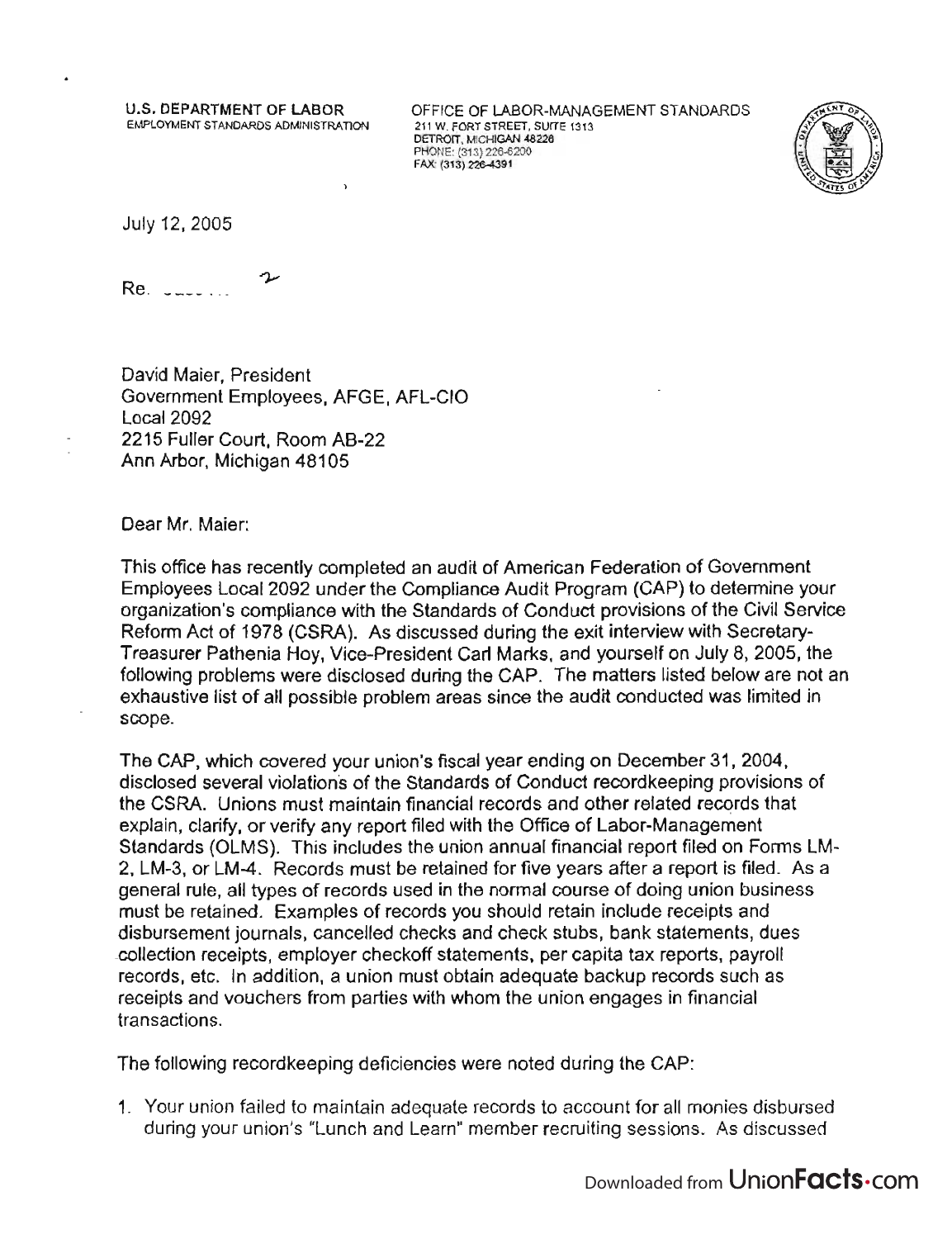U.S. DEPARTMENT OF LABOR
EMPLOYMENT STANDARDS ADMINISTRATION

OFFICE OF LABOR-MANAGEMENT STANDARDS
211 W. FORT STREET, SUITE 1313
DETROIT, MICHIGAN 48226
PHONE: (313) 226-6200
FAX: (313) 226-4391

July 12, 2005

Re. ______

David Maier, President
Government Employees, AFGE, AFL-CIO
Local 2092
2215 Fuller Court, Room AB-22
Ann Arbor, Michigan 48105

Dear Mr. Maier:

This office has recently completed an audit of American Federation of Government Employees Local 2092 under the Compliance Audit Program (CAP) to determine your organization's compliance with the Standards of Conduct provisions of the Civil Service Reform Act of 1978 (CSRA). As discussed during the exit interview with Secretary-Treasurer Pathenia Hoy, Vice-President Carl Marks, and yourself on July 8, 2005, the following problems were disclosed during the CAP. The matters listed below are not an exhaustive list of all possible problem areas since the audit conducted was limited in scope.

The CAP, which covered your union's fiscal year ending on December 31, 2004, disclosed several violations of the Standards of Conduct recordkeeping provisions of the CSRA. Unions must maintain financial records and other related records that explain, clarify, or verify any report filed with the Office of Labor-Management Standards (OLMS). This includes the union annual financial report filed on Forms LM-2, LM-3, or LM-4. Records must be retained for five years after a report is filed. As a general rule, all types of records used in the normal course of doing union business must be retained. Examples of records you should retain include receipts and disbursement journals, cancelled checks and check stubs, bank statements, dues collection receipts, employer checkoff statements, per capita tax reports, payroll records, etc. In addition, a union must obtain adequate backup records such as receipts and vouchers from parties with whom the union engages in financial transactions.

The following recordkeeping deficiencies were noted during the CAP:

1. Your union failed to maintain adequate records to account for all monies disbursed during your union's "Lunch and Learn" member recruiting sessions. As discussed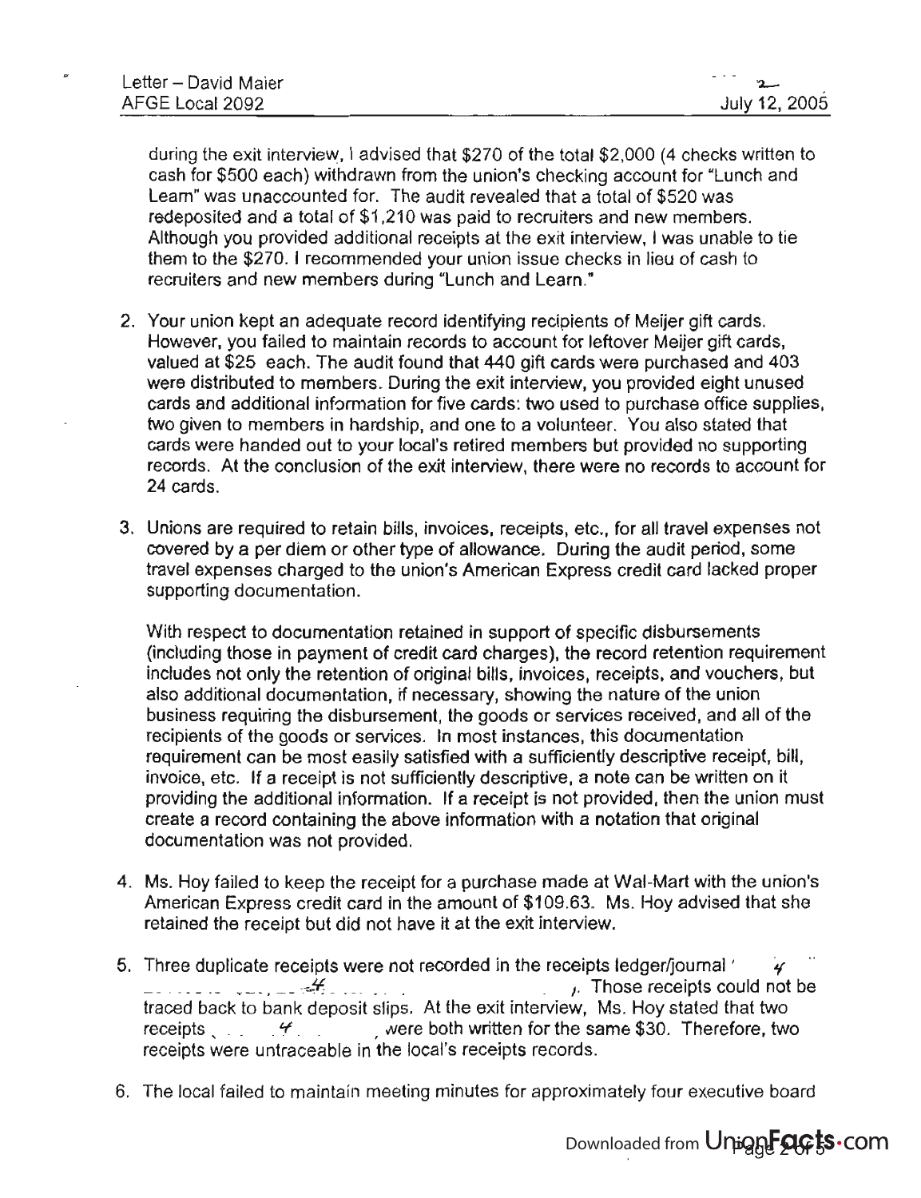during the exit interview, I advised that $270 of the total $2,000 (4 checks written to cash for $500 each) withdrawn from the union's checking account for "Lunch and Learn" was unaccounted for. The audit revealed that a total of $520 was redeposited and a total of $1,210 was paid to recruiters and new members. Although you provided additional receipts at the exit interview, I was unable to tie them to the $270. I recommended your union issue checks in lieu of cash to recruiters and new members during "Lunch and Learn."

2. Your union kept an adequate record identifying recipients of Meijer gift cards. However, you failed to maintain records to account for leftover Meijer gift cards, valued at $25 each. The audit found that 440 gift cards were purchased and 403 were distributed to members. During the exit interview, you provided eight unused cards and additional information for five cards: two used to purchase office supplies, two given to members in hardship, and one to a volunteer. You also stated that cards were handed out to your local's retired members but provided no supporting records. At the conclusion of the exit interview, there were no records to account for 24 cards.

3. Unions are required to retain bills, invoices, receipts, etc., for all travel expenses not covered by a per diem or other type of allowance. During the audit period, some travel expenses charged to the union's American Express credit card lacked proper supporting documentation.

   With respect to documentation retained in support of specific disbursements (including those in payment of credit card charges), the record retention requirement includes not only the retention of original bills, invoices, receipts, and vouchers, but also additional documentation, if necessary, showing the nature of the union business requiring the disbursement, the goods or services received, and all of the recipients of the goods or services. In most instances, this documentation requirement can be most easily satisfied with a sufficiently descriptive receipt, bill, invoice, etc. If a receipt is not sufficiently descriptive, a note can be written on it providing the additional information. If a receipt is not provided, then the union must create a record containing the above information with a notation that original documentation was not provided.

4. Ms. Hoy failed to keep the receipt for a purchase made at Wal-Mart with the union's American Express credit card in the amount of $109.63. Ms. Hoy advised that she retained the receipt but did not have it at the exit interview.

5. Three duplicate receipts were not recorded in the receipts ledger/journal ( ). Those receipts could not be traced back to bank deposit slips. At the exit interview, Ms. Hoy stated that two receipts ( ) were both written for the same $30. Therefore, two receipts were untraceable in the local's receipts records.

6. The local failed to maintain meeting minutes for approximately four executive board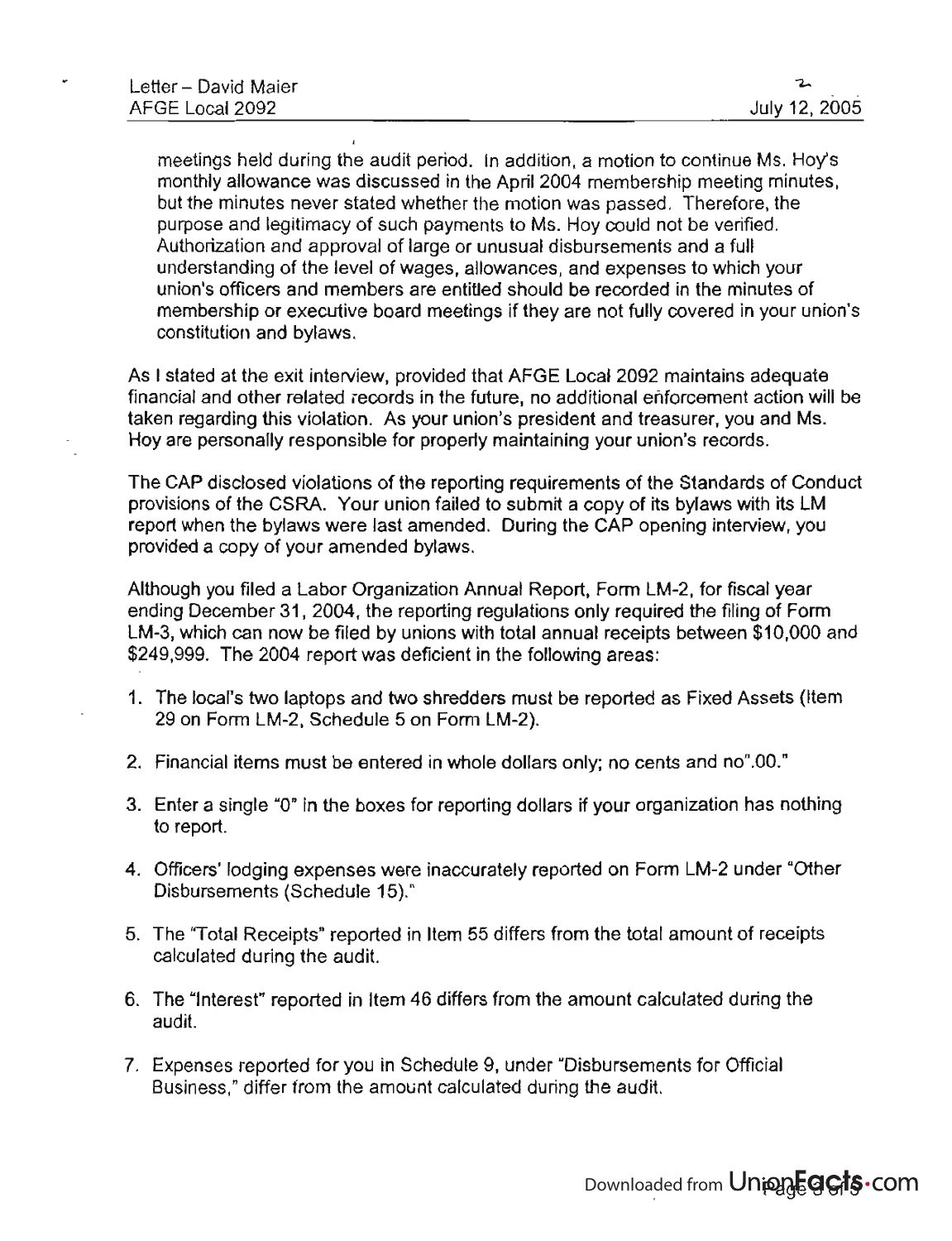meetings held during the audit period. In addition, a motion to continue Ms. Hoy's monthly allowance was discussed in the April 2004 membership meeting minutes, but the minutes never stated whether the motion was passed. Therefore, the purpose and legitimacy of such payments to Ms. Hoy could not be verified. Authorization and approval of large or unusual disbursements and a full understanding of the level of wages, allowances, and expenses to which your union's officers and members are entitled should be recorded in the minutes of membership or executive board meetings if they are not fully covered in your union's constitution and bylaws.

As I stated at the exit interview, provided that AFGE Local 2092 maintains adequate financial and other related records in the future, no additional enforcement action will be taken regarding this violation. As your union's president and treasurer, you and Ms. Hoy are personally responsible for properly maintaining your union's records.

The CAP disclosed violations of the reporting requirements of the Standards of Conduct provisions of the CSRA. Your union failed to submit a copy of its bylaws with its LM report when the bylaws were last amended. During the CAP opening interview, you provided a copy of your amended bylaws.

Although you filed a Labor Organization Annual Report, Form LM-2, for fiscal year ending December 31, 2004, the reporting regulations only required the filing of Form LM-3, which can now be filed by unions with total annual receipts between $10,000 and $249,999. The 2004 report was deficient in the following areas:

1. The local's two laptops and two shredders must be reported as Fixed Assets (Item 29 on Form LM-2, Schedule 5 on Form LM-2).
2. Financial items must be entered in whole dollars only; no cents and no".00."
3. Enter a single "0" in the boxes for reporting dollars if your organization has nothing to report.
4. Officers' lodging expenses were inaccurately reported on Form LM-2 under "Other Disbursements (Schedule 15)."
5. The "Total Receipts" reported in Item 55 differs from the total amount of receipts calculated during the audit.
6. The "Interest" reported in Item 46 differs from the amount calculated during the audit.
7. Expenses reported for you in Schedule 9, under "Disbursements for Official Business," differ from the amount calculated during the audit.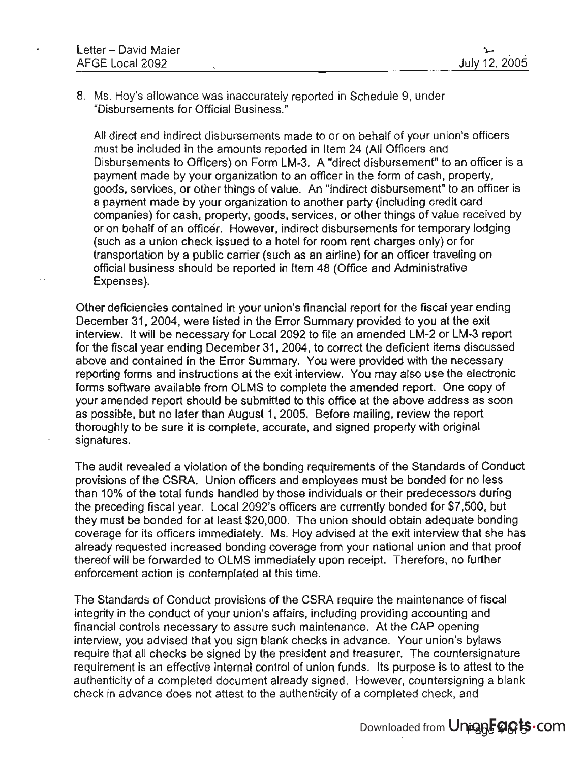8. Ms. Hoy's allowance was inaccurately reported in Schedule 9, under "Disbursements for Official Business."

   All direct and indirect disbursements made to or on behalf of your union's officers must be included in the amounts reported in Item 24 (All Officers and Disbursements to Officers) on Form LM-3. A "direct disbursement" to an officer is a payment made by your organization to an officer in the form of cash, property, goods, services, or other things of value. An "indirect disbursement" to an officer is a payment made by your organization to another party (including credit card companies) for cash, property, goods, services, or other things of value received by or on behalf of an officer. However, indirect disbursements for temporary lodging (such as a union check issued to a hotel for room rent charges only) or for transportation by a public carrier (such as an airline) for an officer traveling on official business should be reported in Item 48 (Office and Administrative Expenses).

Other deficiencies contained in your union's financial report for the fiscal year ending December 31, 2004, were listed in the Error Summary provided to you at the exit interview. It will be necessary for Local 2092 to file an amended LM-2 or LM-3 report for the fiscal year ending December 31, 2004, to correct the deficient items discussed above and contained in the Error Summary. You were provided with the necessary reporting forms and instructions at the exit interview. You may also use the electronic forms software available from OLMS to complete the amended report. One copy of your amended report should be submitted to this office at the above address as soon as possible, but no later than August 1, 2005. Before mailing, review the report thoroughly to be sure it is complete, accurate, and signed property with original signatures.

The audit revealed a violation of the bonding requirements of the Standards of Conduct provisions of the CSRA. Union officers and employees must be bonded for no less than 10% of the total funds handled by those individuals or their predecessors during the preceding fiscal year. Local 2092's officers are currently bonded for $7,500, but they must be bonded for at least $20,000. The union should obtain adequate bonding coverage for its officers immediately. Ms. Hoy advised at the exit interview that she has already requested increased bonding coverage from your national union and that proof thereof will be forwarded to OLMS immediately upon receipt. Therefore, no further enforcement action is contemplated at this time.

The Standards of Conduct provisions of the CSRA require the maintenance of fiscal integrity in the conduct of your union's affairs, including providing accounting and financial controls necessary to assure such maintenance. At the CAP opening interview, you advised that you sign blank checks in advance. Your union's bylaws require that all checks be signed by the president and treasurer. The countersignature requirement is an effective internal control of union funds. Its purpose is to attest to the authenticity of a completed document already signed. However, countersigning a blank check in advance does not attest to the authenticity of a completed check, and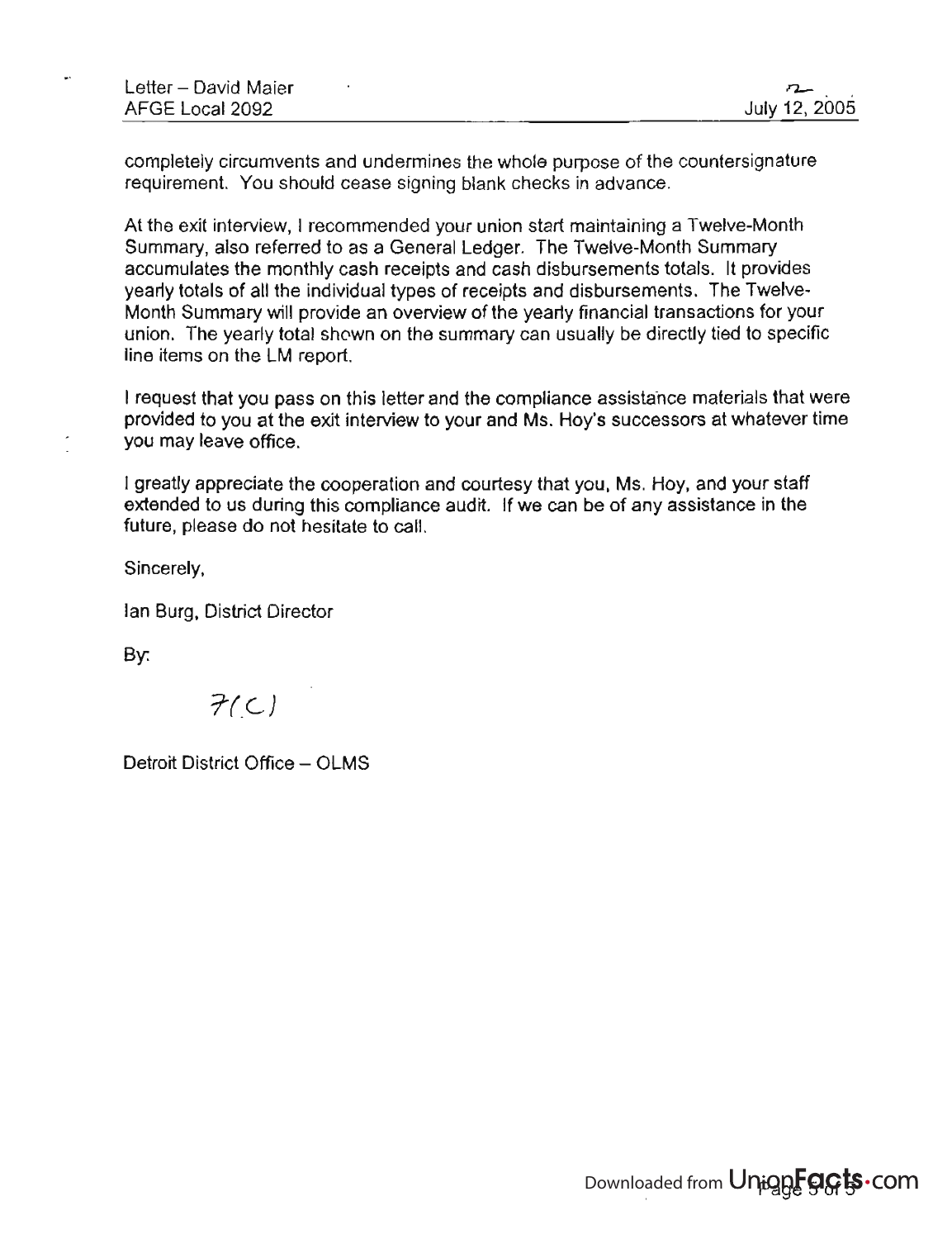completely circumvents and undermines the whole purpose of the countersignature requirement. You should cease signing blank checks in advance.

At the exit interview, I recommended your union start maintaining a Twelve-Month Summary, also referred to as a General Ledger. The Twelve-Month Summary accumulates the monthly cash receipts and cash disbursements totals. It provides yearly totals of all the individual types of receipts and disbursements. The Twelve-Month Summary will provide an overview of the yearly financial transactions for your union. The yearly total shown on the summary can usually be directly tied to specific line items on the LM report.

I request that you pass on this letter and the compliance assistance materials that were provided to you at the exit interview to your and Ms. Hoy's successors at whatever time you may leave office.

I greatly appreciate the cooperation and courtesy that you, Ms. Hoy, and your staff extended to us during this compliance audit. If we can be of any assistance in the future, please do not hesitate to call.

Sincerely,

Ian Burg, District Director

By:

7(C)

Detroit District Office – OLMS